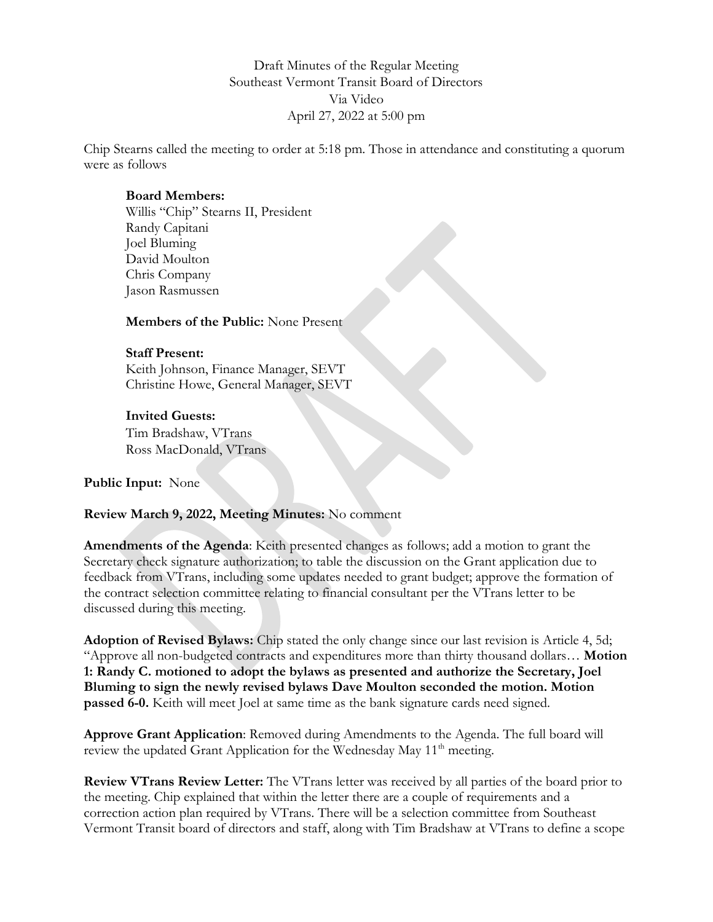Draft Minutes of the Regular Meeting
Southeast Vermont Transit Board of Directors
Via Video
April 27, 2022 at 5:00 pm

Chip Stearns called the meeting to order at 5:18 pm. Those in attendance and constituting a quorum were as follows

**Board Members:**
Willis "Chip" Stearns II, President
Randy Capitani
Joel Bluming
David Moulton
Chris Company
Jason Rasmussen

**Members of the Public:** None Present

**Staff Present:**
Keith Johnson, Finance Manager, SEVT
Christine Howe, General Manager, SEVT

**Invited Guests:**
Tim Bradshaw, VTrans
Ross MacDonald, VTrans

**Public Input:** None

**Review March 9, 2022, Meeting Minutes:** No comment

**Amendments of the Agenda**: Keith presented changes as follows; add a motion to grant the Secretary check signature authorization; to table the discussion on the Grant application due to feedback from VTrans, including some updates needed to grant budget; approve the formation of the contract selection committee relating to financial consultant per the VTrans letter to be discussed during this meeting.

**Adoption of Revised Bylaws:** Chip stated the only change since our last revision is Article 4, 5d; "Approve all non-budgeted contracts and expenditures more than thirty thousand dollars… **Motion 1: Randy C. motioned to adopt the bylaws as presented and authorize the Secretary, Joel Bluming to sign the newly revised bylaws Dave Moulton seconded the motion. Motion passed 6-0.** Keith will meet Joel at same time as the bank signature cards need signed.

**Approve Grant Application**: Removed during Amendments to the Agenda. The full board will review the updated Grant Application for the Wednesday May 11th meeting.

**Review VTrans Review Letter:** The VTrans letter was received by all parties of the board prior to the meeting. Chip explained that within the letter there are a couple of requirements and a correction action plan required by VTrans. There will be a selection committee from Southeast Vermont Transit board of directors and staff, along with Tim Bradshaw at VTrans to define a scope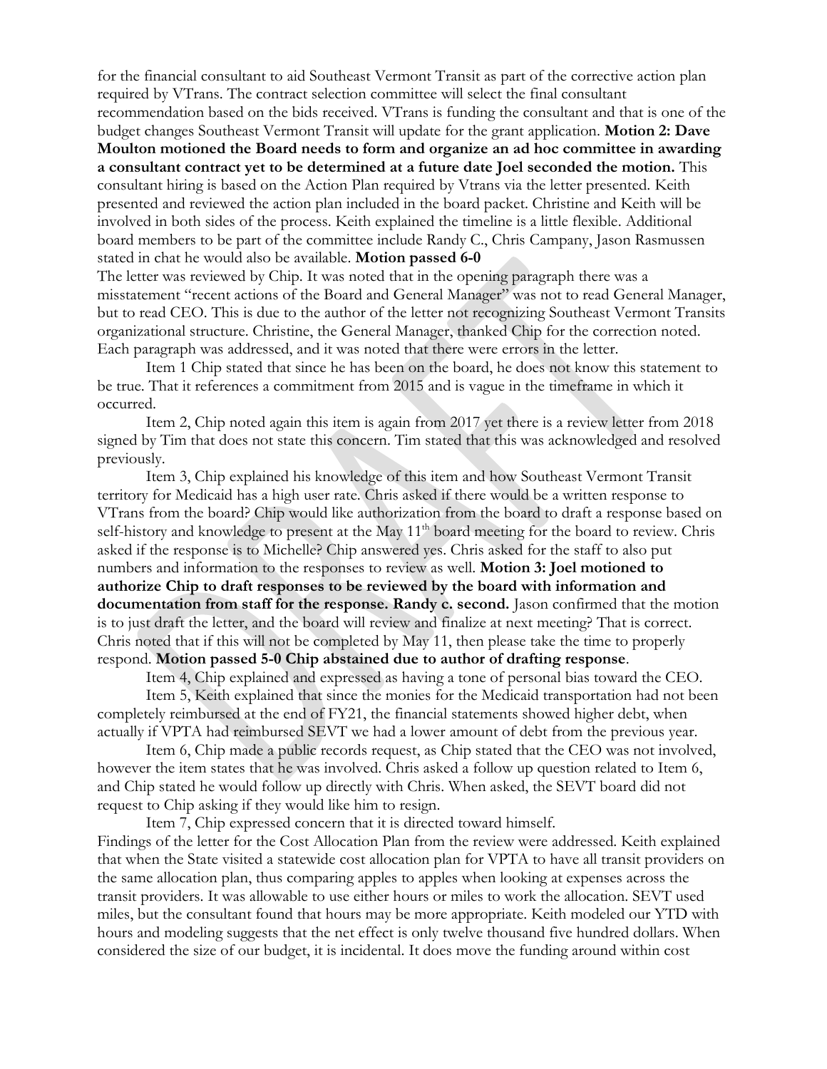for the financial consultant to aid Southeast Vermont Transit as part of the corrective action plan required by VTrans. The contract selection committee will select the final consultant recommendation based on the bids received. VTrans is funding the consultant and that is one of the budget changes Southeast Vermont Transit will update for the grant application. **Motion 2: Dave Moulton motioned the Board needs to form and organize an ad hoc committee in awarding a consultant contract yet to be determined at a future date Joel seconded the motion.** This consultant hiring is based on the Action Plan required by Vtrans via the letter presented. Keith presented and reviewed the action plan included in the board packet. Christine and Keith will be involved in both sides of the process. Keith explained the timeline is a little flexible. Additional board members to be part of the committee include Randy C., Chris Campany, Jason Rasmussen stated in chat he would also be available. **Motion passed 6-0**

The letter was reviewed by Chip. It was noted that in the opening paragraph there was a misstatement "recent actions of the Board and General Manager" was not to read General Manager, but to read CEO. This is due to the author of the letter not recognizing Southeast Vermont Transits organizational structure. Christine, the General Manager, thanked Chip for the correction noted. Each paragraph was addressed, and it was noted that there were errors in the letter.

Item 1 Chip stated that since he has been on the board, he does not know this statement to be true. That it references a commitment from 2015 and is vague in the timeframe in which it occurred.

Item 2, Chip noted again this item is again from 2017 yet there is a review letter from 2018 signed by Tim that does not state this concern. Tim stated that this was acknowledged and resolved previously.

Item 3, Chip explained his knowledge of this item and how Southeast Vermont Transit territory for Medicaid has a high user rate. Chris asked if there would be a written response to VTrans from the board? Chip would like authorization from the board to draft a response based on self-history and knowledge to present at the May 11th board meeting for the board to review. Chris asked if the response is to Michelle? Chip answered yes. Chris asked for the staff to also put numbers and information to the responses to review as well. **Motion 3: Joel motioned to authorize Chip to draft responses to be reviewed by the board with information and documentation from staff for the response. Randy c. second.** Jason confirmed that the motion is to just draft the letter, and the board will review and finalize at next meeting? That is correct. Chris noted that if this will not be completed by May 11, then please take the time to properly respond. **Motion passed 5-0 Chip abstained due to author of drafting response**.

Item 4, Chip explained and expressed as having a tone of personal bias toward the CEO.

Item 5, Keith explained that since the monies for the Medicaid transportation had not been completely reimbursed at the end of FY21, the financial statements showed higher debt, when actually if VPTA had reimbursed SEVT we had a lower amount of debt from the previous year.

Item 6, Chip made a public records request, as Chip stated that the CEO was not involved, however the item states that he was involved. Chris asked a follow up question related to Item 6, and Chip stated he would follow up directly with Chris. When asked, the SEVT board did not request to Chip asking if they would like him to resign.

Item 7, Chip expressed concern that it is directed toward himself.

Findings of the letter for the Cost Allocation Plan from the review were addressed. Keith explained that when the State visited a statewide cost allocation plan for VPTA to have all transit providers on the same allocation plan, thus comparing apples to apples when looking at expenses across the transit providers. It was allowable to use either hours or miles to work the allocation. SEVT used miles, but the consultant found that hours may be more appropriate. Keith modeled our YTD with hours and modeling suggests that the net effect is only twelve thousand five hundred dollars. When considered the size of our budget, it is incidental. It does move the funding around within cost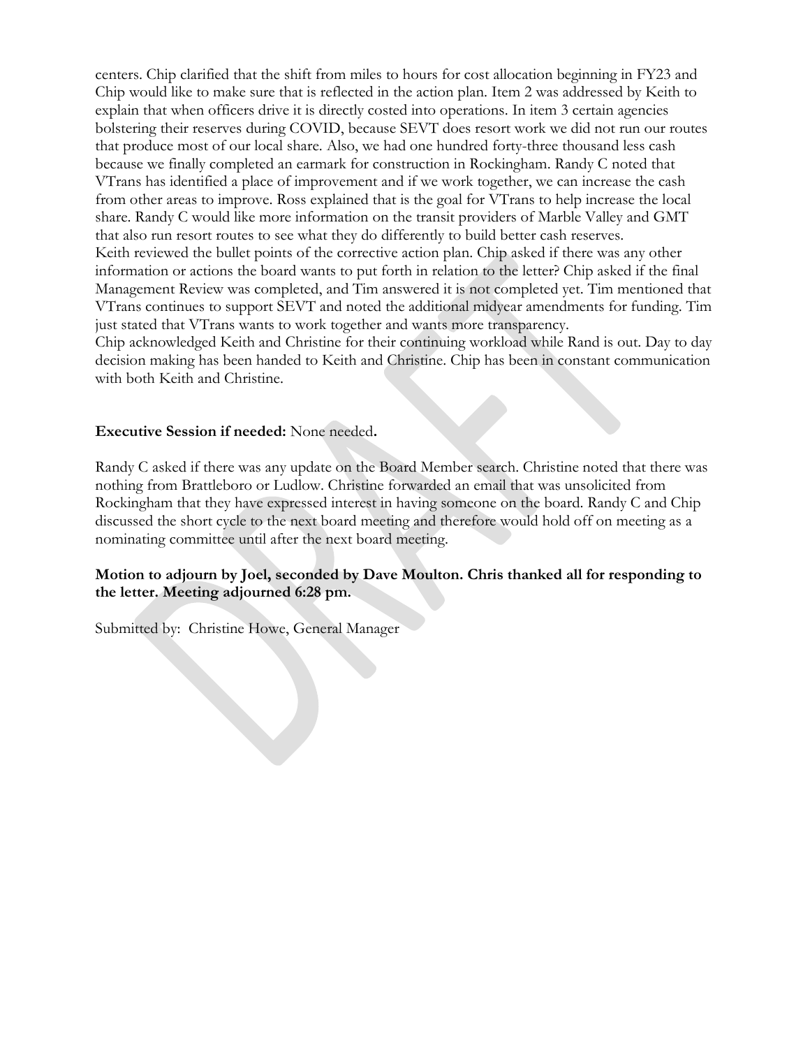centers. Chip clarified that the shift from miles to hours for cost allocation beginning in FY23 and Chip would like to make sure that is reflected in the action plan. Item 2 was addressed by Keith to explain that when officers drive it is directly costed into operations. In item 3 certain agencies bolstering their reserves during COVID, because SEVT does resort work we did not run our routes that produce most of our local share. Also, we had one hundred forty-three thousand less cash because we finally completed an earmark for construction in Rockingham. Randy C noted that VTrans has identified a place of improvement and if we work together, we can increase the cash from other areas to improve. Ross explained that is the goal for VTrans to help increase the local share. Randy C would like more information on the transit providers of Marble Valley and GMT that also run resort routes to see what they do differently to build better cash reserves.
Keith reviewed the bullet points of the corrective action plan. Chip asked if there was any other information or actions the board wants to put forth in relation to the letter? Chip asked if the final Management Review was completed, and Tim answered it is not completed yet. Tim mentioned that VTrans continues to support SEVT and noted the additional midyear amendments for funding. Tim just stated that VTrans wants to work together and wants more transparency.
Chip acknowledged Keith and Christine for their continuing workload while Rand is out. Day to day decision making has been handed to Keith and Christine. Chip has been in constant communication with both Keith and Christine.

**Executive Session if needed:** None needed**.**

Randy C asked if there was any update on the Board Member search. Christine noted that there was nothing from Brattleboro or Ludlow. Christine forwarded an email that was unsolicited from Rockingham that they have expressed interest in having someone on the board. Randy C and Chip discussed the short cycle to the next board meeting and therefore would hold off on meeting as a nominating committee until after the next board meeting.

**Motion to adjourn by Joel, seconded by Dave Moulton. Chris thanked all for responding to the letter. Meeting adjourned 6:28 pm.**

Submitted by: Christine Howe, General Manager